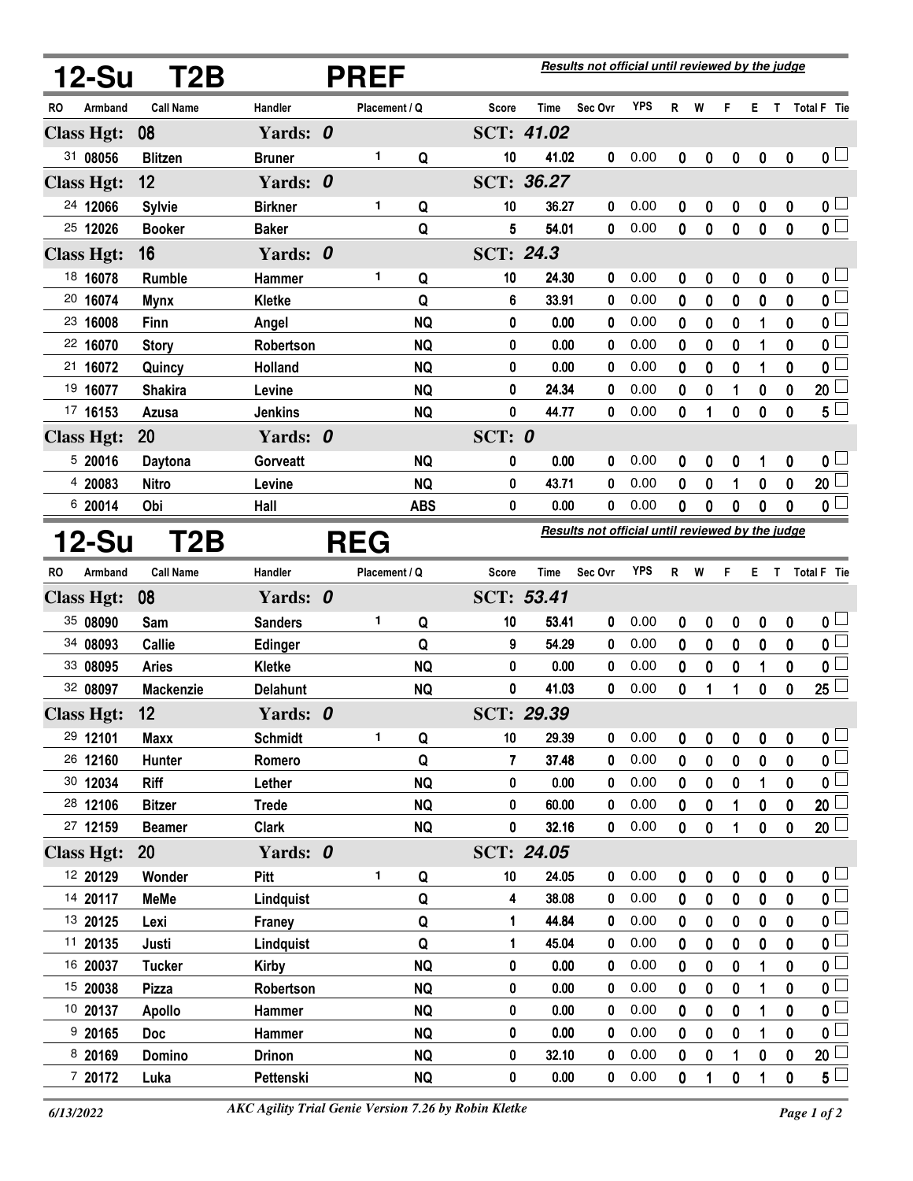## 12-Su T2B PREF

*Results not official until reviewed by the judge*

| RO | Armband | Call Name | Handler | Placement | Q | Score | Time | Sec Ovr | YPS | R | W | F | E | T | Total F | Tie |
|---|---|---|---|---|---|---|---|---|---|---|---|---|---|---|---|---|
| **Class Hgt: 08** | | | **Yards: 0** | | | **SCT: 41.02** | | | | | | | | | | |
| 31 | 08056 | Blitzen | Bruner | 1 | Q | 10 | 41.02 | 0 | 0.00 | 0 | 0 | 0 | 0 | 0 | 0 | ☐ |
| **Class Hgt: 12** | | | **Yards: 0** | | | **SCT: 36.27** | | | | | | | | | | |
| 24 | 12066 | Sylvie | Birkner | 1 | Q | 10 | 36.27 | 0 | 0.00 | 0 | 0 | 0 | 0 | 0 | 0 | ☐ |
| 25 | 12026 | Booker | Baker | | Q | 5 | 54.01 | 0 | 0.00 | 0 | 0 | 0 | 0 | 0 | 0 | ☐ |
| **Class Hgt: 16** | | | **Yards: 0** | | | **SCT: 24.3** | | | | | | | | | | |
| 18 | 16078 | Rumble | Hammer | 1 | Q | 10 | 24.30 | 0 | 0.00 | 0 | 0 | 0 | 0 | 0 | 0 | ☐ |
| 20 | 16074 | Mynx | Kletke | | Q | 6 | 33.91 | 0 | 0.00 | 0 | 0 | 0 | 0 | 0 | 0 | ☐ |
| 23 | 16008 | Finn | Angel | | NQ | 0 | 0.00 | 0 | 0.00 | 0 | 0 | 0 | 1 | 0 | 0 | ☐ |
| 22 | 16070 | Story | Robertson | | NQ | 0 | 0.00 | 0 | 0.00 | 0 | 0 | 0 | 1 | 0 | 0 | ☐ |
| 21 | 16072 | Quincy | Holland | | NQ | 0 | 0.00 | 0 | 0.00 | 0 | 0 | 0 | 1 | 0 | 0 | ☐ |
| 19 | 16077 | Shakira | Levine | | NQ | 0 | 24.34 | 0 | 0.00 | 0 | 0 | 1 | 0 | 0 | 20 | ☐ |
| 17 | 16153 | Azusa | Jenkins | | NQ | 0 | 44.77 | 0 | 0.00 | 0 | 1 | 0 | 0 | 0 | 5 | ☐ |
| **Class Hgt: 20** | | | **Yards: 0** | | | **SCT: 0** | | | | | | | | | | |
| 5 | 20016 | Daytona | Gorveatt | | NQ | 0 | 0.00 | 0 | 0.00 | 0 | 0 | 0 | 1 | 0 | 0 | ☐ |
| 4 | 20083 | Nitro | Levine | | NQ | 0 | 43.71 | 0 | 0.00 | 0 | 0 | 1 | 0 | 0 | 20 | ☐ |
| 6 | 20014 | Obi | Hall | | ABS | 0 | 0.00 | 0 | 0.00 | 0 | 0 | 0 | 0 | 0 | 0 | ☐ |

## 12-Su T2B REG

*Results not official until reviewed by the judge*

| RO | Armband | Call Name | Handler | Placement | Q | Score | Time | Sec Ovr | YPS | R | W | F | E | T | Total F | Tie |
|---|---|---|---|---|---|---|---|---|---|---|---|---|---|---|---|---|
| **Class Hgt: 08** | | | **Yards: 0** | | | **SCT: 53.41** | | | | | | | | | | |
| 35 | 08090 | Sam | Sanders | 1 | Q | 10 | 53.41 | 0 | 0.00 | 0 | 0 | 0 | 0 | 0 | 0 | ☐ |
| 34 | 08093 | Callie | Edinger | | Q | 9 | 54.29 | 0 | 0.00 | 0 | 0 | 0 | 0 | 0 | 0 | ☐ |
| 33 | 08095 | Aries | Kletke | | NQ | 0 | 0.00 | 0 | 0.00 | 0 | 0 | 0 | 1 | 0 | 0 | ☐ |
| 32 | 08097 | Mackenzie | Delahunt | | NQ | 0 | 41.03 | 0 | 0.00 | 0 | 1 | 1 | 0 | 0 | 25 | ☐ |
| **Class Hgt: 12** | | | **Yards: 0** | | | **SCT: 29.39** | | | | | | | | | | |
| 29 | 12101 | Maxx | Schmidt | 1 | Q | 10 | 29.39 | 0 | 0.00 | 0 | 0 | 0 | 0 | 0 | 0 | ☐ |
| 26 | 12160 | Hunter | Romero | | Q | 7 | 37.48 | 0 | 0.00 | 0 | 0 | 0 | 0 | 0 | 0 | ☐ |
| 30 | 12034 | Riff | Lether | | NQ | 0 | 0.00 | 0 | 0.00 | 0 | 0 | 0 | 1 | 0 | 0 | ☐ |
| 28 | 12106 | Bitzer | Trede | | NQ | 0 | 60.00 | 0 | 0.00 | 0 | 0 | 1 | 0 | 0 | 20 | ☐ |
| 27 | 12159 | Beamer | Clark | | NQ | 0 | 32.16 | 0 | 0.00 | 0 | 0 | 1 | 0 | 0 | 20 | ☐ |
| **Class Hgt: 20** | | | **Yards: 0** | | | **SCT: 24.05** | | | | | | | | | | |
| 12 | 20129 | Wonder | Pitt | 1 | Q | 10 | 24.05 | 0 | 0.00 | 0 | 0 | 0 | 0 | 0 | 0 | ☐ |
| 14 | 20117 | MeMe | Lindquist | | Q | 4 | 38.08 | 0 | 0.00 | 0 | 0 | 0 | 0 | 0 | 0 | ☐ |
| 13 | 20125 | Lexi | Franey | | Q | 1 | 44.84 | 0 | 0.00 | 0 | 0 | 0 | 0 | 0 | 0 | ☐ |
| 11 | 20135 | Justi | Lindquist | | Q | 1 | 45.04 | 0 | 0.00 | 0 | 0 | 0 | 0 | 0 | 0 | ☐ |
| 16 | 20037 | Tucker | Kirby | | NQ | 0 | 0.00 | 0 | 0.00 | 0 | 0 | 0 | 1 | 0 | 0 | ☐ |
| 15 | 20038 | Pizza | Robertson | | NQ | 0 | 0.00 | 0 | 0.00 | 0 | 0 | 0 | 1 | 0 | 0 | ☐ |
| 10 | 20137 | Apollo | Hammer | | NQ | 0 | 0.00 | 0 | 0.00 | 0 | 0 | 0 | 1 | 0 | 0 | ☐ |
| 9 | 20165 | Doc | Hammer | | NQ | 0 | 0.00 | 0 | 0.00 | 0 | 0 | 0 | 1 | 0 | 0 | ☐ |
| 8 | 20169 | Domino | Drinon | | NQ | 0 | 32.10 | 0 | 0.00 | 0 | 0 | 1 | 0 | 0 | 20 | ☐ |
| 7 | 20172 | Luka | Pettenski | | NQ | 0 | 0.00 | 0 | 0.00 | 0 | 1 | 0 | 1 | 0 | 5 | ☐ |

6/13/2022 — *AKC Agility Trial Genie Version 7.26 by Robin Kletke*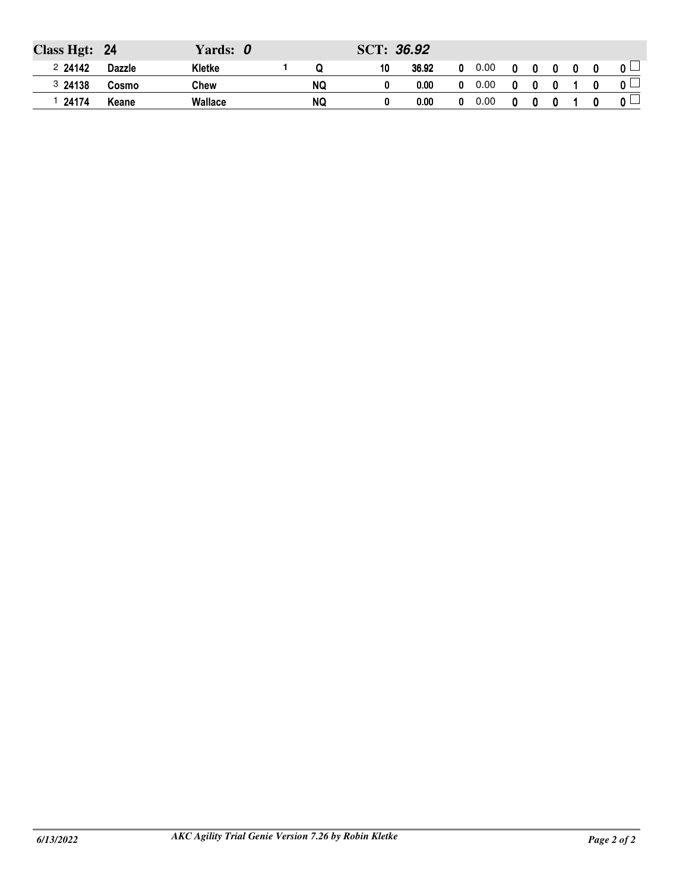**Class Hgt: 24** **Yards: *0*** **SCT: *36.92***

| | | | | | | | | | | | | | | | | |
|---|---|---|---|---|---|---|---|---|---|---|---|---|---|---|---|---|
| 2 | 24142 | Dazzle | Kletke | 1 | Q | 10 | 36.92 | 0 | 0.00 | 0 | 0 | 0 | 0 | 0 | 0 | ☐ |
| 3 | 24138 | Cosmo | Chew | | NQ | 0 | 0.00 | 0 | 0.00 | 0 | 0 | 0 | 1 | 0 | 0 | ☐ |
| 1 | 24174 | Keane | Wallace | | NQ | 0 | 0.00 | 0 | 0.00 | 0 | 0 | 0 | 1 | 0 | 0 | ☐ |

*6/13/2022* *AKC Agility Trial Genie Version 7.26 by Robin Kletke*